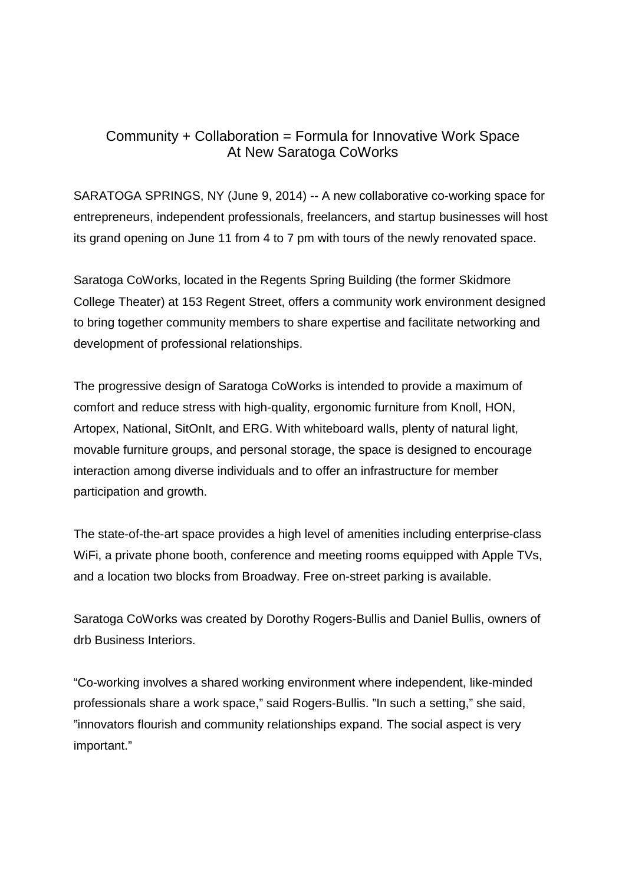# Community + Collaboration = Formula for Innovative Work Space At New Saratoga CoWorks

SARATOGA SPRINGS, NY (June 9, 2014) -- A new collaborative co-working space for entrepreneurs, independent professionals, freelancers, and startup businesses will host its grand opening on June 11 from 4 to 7 pm with tours of the newly renovated space.

Saratoga CoWorks, located in the Regents Spring Building (the former Skidmore College Theater) at 153 Regent Street, offers a community work environment designed to bring together community members to share expertise and facilitate networking and development of professional relationships.

The progressive design of Saratoga CoWorks is intended to provide a maximum of comfort and reduce stress with high-quality, ergonomic furniture from Knoll, HON, Artopex, National, SitOnIt, and ERG. With whiteboard walls, plenty of natural light, movable furniture groups, and personal storage, the space is designed to encourage interaction among diverse individuals and to offer an infrastructure for member participation and growth.

The state-of-the-art space provides a high level of amenities including enterprise-class WiFi, a private phone booth, conference and meeting rooms equipped with Apple TVs, and a location two blocks from Broadway. Free on-street parking is available.

Saratoga CoWorks was created by Dorothy Rogers-Bullis and Daniel Bullis, owners of drb Business Interiors.

“Co-working involves a shared working environment where independent, like-minded professionals share a work space,” said Rogers-Bullis. ”In such a setting,” she said, ”innovators flourish and community relationships expand. The social aspect is very important.”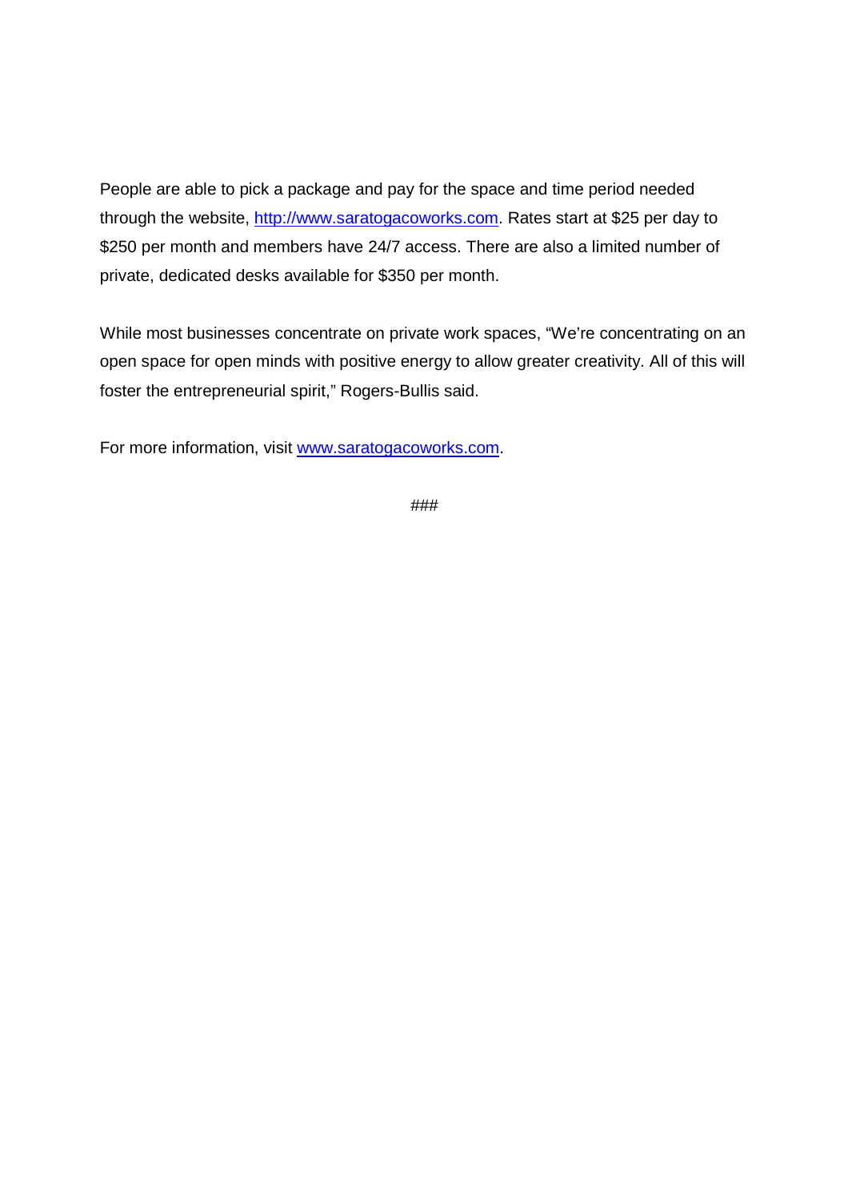People are able to pick a package and pay for the space and time period needed through the website, http://www.saratogacoworks.com. Rates start at $25 per day to $250 per month and members have 24/7 access. There are also a limited number of private, dedicated desks available for $350 per month.

While most businesses concentrate on private work spaces, "We're concentrating on an open space for open minds with positive energy to allow greater creativity. All of this will foster the entrepreneurial spirit," Rogers-Bullis said.

For more information, visit www.saratogacoworks.com.

###